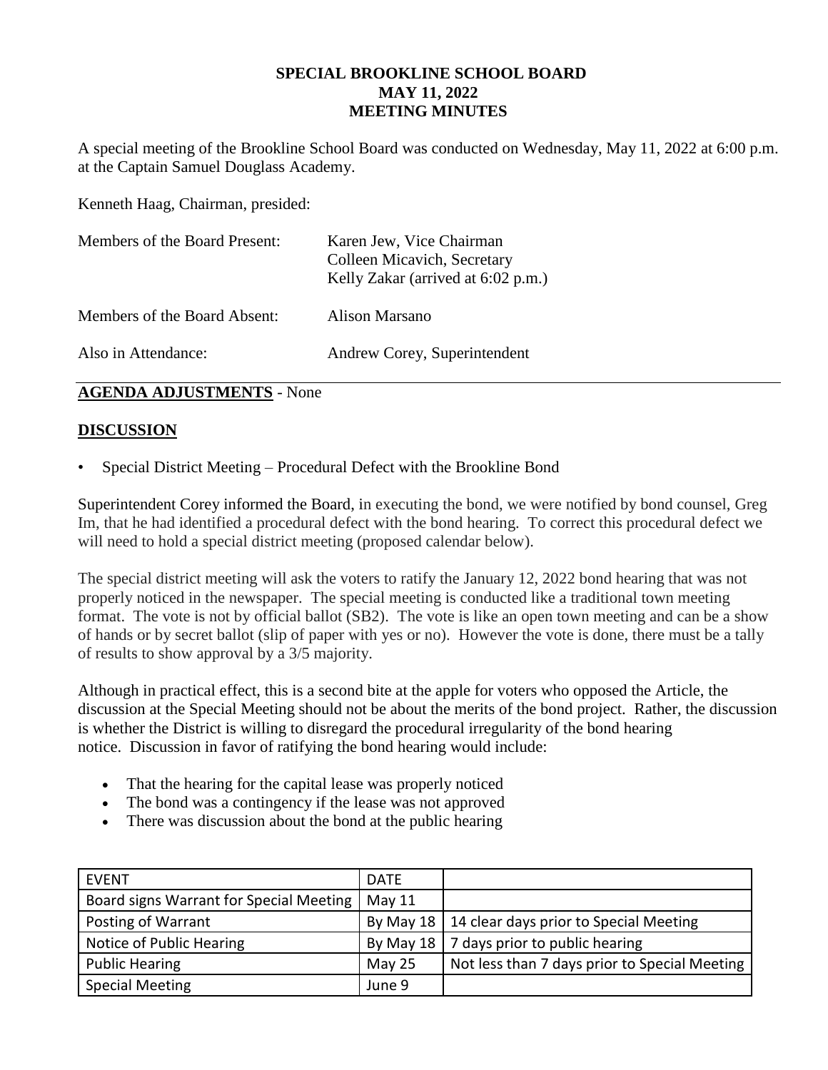# SPECIAL BROOKLINE SCHOOL BOARD
# MAY 11, 2022
# MEETING MINUTES

A special meeting of the Brookline School Board was conducted on Wednesday, May 11, 2022 at 6:00 p.m. at the Captain Samuel Douglass Academy.

Kenneth Haag, Chairman, presided:

| | |
|---|---|
| Members of the Board Present: | Karen Jew, Vice Chairman<br>Colleen Micavich, Secretary<br>Kelly Zakar (arrived at 6:02 p.m.) |
| Members of the Board Absent: | Alison Marsano |
| Also in Attendance: | Andrew Corey, Superintendent |

---

**AGENDA ADJUSTMENTS** - None

## DISCUSSION

- Special District Meeting – Procedural Defect with the Brookline Bond

Superintendent Corey informed the Board, in executing the bond, we were notified by bond counsel, Greg Im, that he had identified a procedural defect with the bond hearing. To correct this procedural defect we will need to hold a special district meeting (proposed calendar below).

The special district meeting will ask the voters to ratify the January 12, 2022 bond hearing that was not properly noticed in the newspaper. The special meeting is conducted like a traditional town meeting format. The vote is not by official ballot (SB2). The vote is like an open town meeting and can be a show of hands or by secret ballot (slip of paper with yes or no). However the vote is done, there must be a tally of results to show approval by a 3/5 majority.

Although in practical effect, this is a second bite at the apple for voters who opposed the Article, the discussion at the Special Meeting should not be about the merits of the bond project. Rather, the discussion is whether the District is willing to disregard the procedural irregularity of the bond hearing notice. Discussion in favor of ratifying the bond hearing would include:

- That the hearing for the capital lease was properly noticed
- The bond was a contingency if the lease was not approved
- There was discussion about the bond at the public hearing

| EVENT | DATE | |
|---|---|---|
| Board signs Warrant for Special Meeting | May 11 | |
| Posting of Warrant | By May 18 | 14 clear days prior to Special Meeting |
| Notice of Public Hearing | By May 18 | 7 days prior to public hearing |
| Public Hearing | May 25 | Not less than 7 days prior to Special Meeting |
| Special Meeting | June 9 | |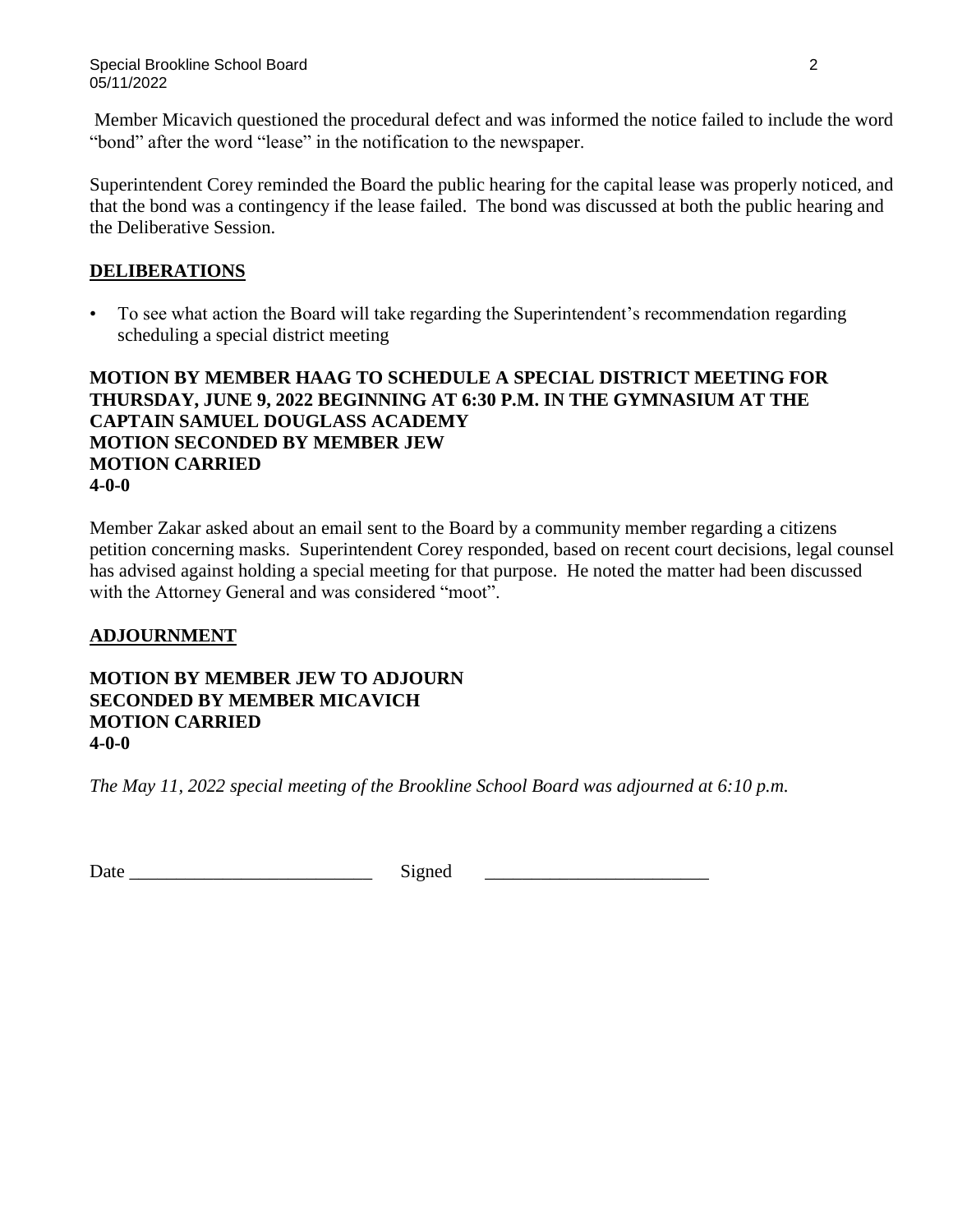Member Micavich questioned the procedural defect and was informed the notice failed to include the word "bond" after the word "lease" in the notification to the newspaper.

Superintendent Corey reminded the Board the public hearing for the capital lease was properly noticed, and that the bond was a contingency if the lease failed. The bond was discussed at both the public hearing and the Deliberative Session.

## DELIBERATIONS

- To see what action the Board will take regarding the Superintendent's recommendation regarding scheduling a special district meeting

**MOTION BY MEMBER HAAG TO SCHEDULE A SPECIAL DISTRICT MEETING FOR THURSDAY, JUNE 9, 2022 BEGINNING AT 6:30 P.M. IN THE GYMNASIUM AT THE CAPTAIN SAMUEL DOUGLASS ACADEMY**
**MOTION SECONDED BY MEMBER JEW**
**MOTION CARRIED**
**4-0-0**

Member Zakar asked about an email sent to the Board by a community member regarding a citizens petition concerning masks. Superintendent Corey responded, based on recent court decisions, legal counsel has advised against holding a special meeting for that purpose. He noted the matter had been discussed with the Attorney General and was considered "moot".

## ADJOURNMENT

**MOTION BY MEMBER JEW TO ADJOURN**
**SECONDED BY MEMBER MICAVICH**
**MOTION CARRIED**
**4-0-0**

*The May 11, 2022 special meeting of the Brookline School Board was adjourned at 6:10 p.m.*

Date ___________________________ Signed ___________________________